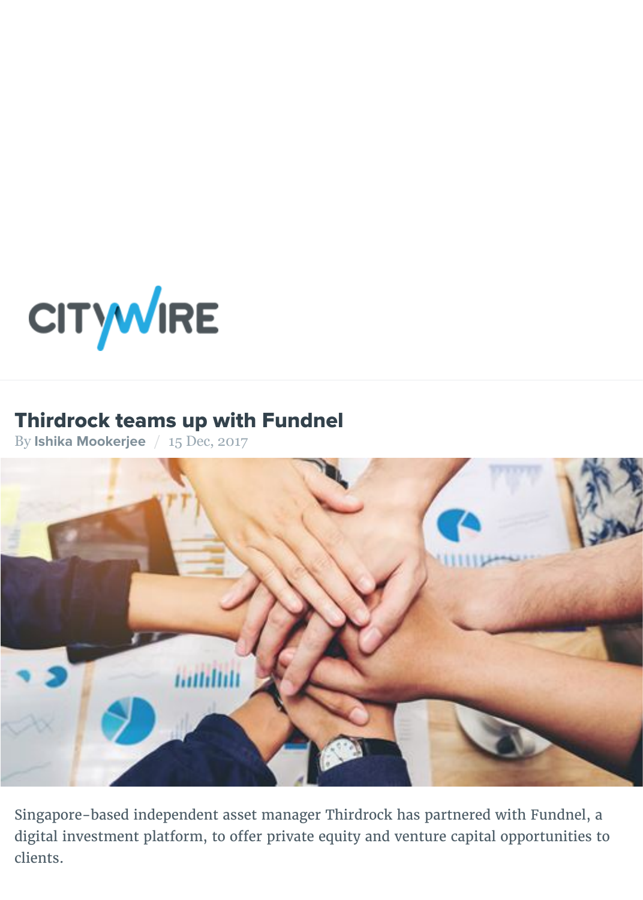# Thirdrock teams up with Fundnel

By **Ishika Mookerjee** / 15 Dec, 2017

Singapore-based independent asset manager Thirdrock has partnered with Fundnel, a digital investment platform, to offer private equity and venture capital opportunities to clients.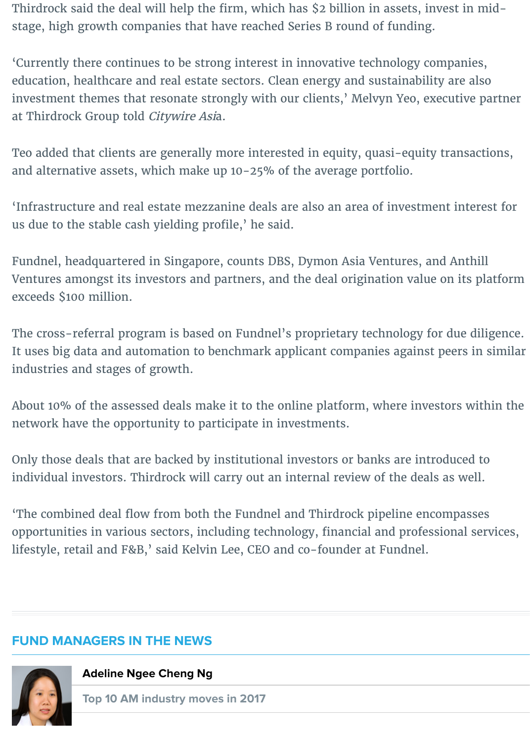Thirdrock said the deal will help the firm, which has $2 billion in assets, invest in mid-stage, high growth companies that have reached Series B round of funding.

'Currently there continues to be strong interest in innovative technology companies, education, healthcare and real estate sectors. Clean energy and sustainability are also investment themes that resonate strongly with our clients,' Melvyn Yeo, executive partner at Thirdrock Group told *Citywire Asia*.

Teo added that clients are generally more interested in equity, quasi-equity transactions, and alternative assets, which make up 10-25% of the average portfolio.

'Infrastructure and real estate mezzanine deals are also an area of investment interest for us due to the stable cash yielding profile,' he said.

Fundnel, headquartered in Singapore, counts DBS, Dymon Asia Ventures, and Anthill Ventures amongst its investors and partners, and the deal origination value on its platform exceeds $100 million.

The cross-referral program is based on Fundnel's proprietary technology for due diligence. It uses big data and automation to benchmark applicant companies against peers in similar industries and stages of growth.

About 10% of the assessed deals make it to the online platform, where investors within the network have the opportunity to participate in investments.

Only those deals that are backed by institutional investors or banks are introduced to individual investors. Thirdrock will carry out an internal review of the deals as well.

'The combined deal flow from both the Fundnel and Thirdrock pipeline encompasses opportunities in various sectors, including technology, financial and professional services, lifestyle, retail and F&B,' said Kelvin Lee, CEO and co-founder at Fundnel.

## FUND MANAGERS IN THE NEWS

**Adeline Ngee Cheng Ng**

Top 10 AM industry moves in 2017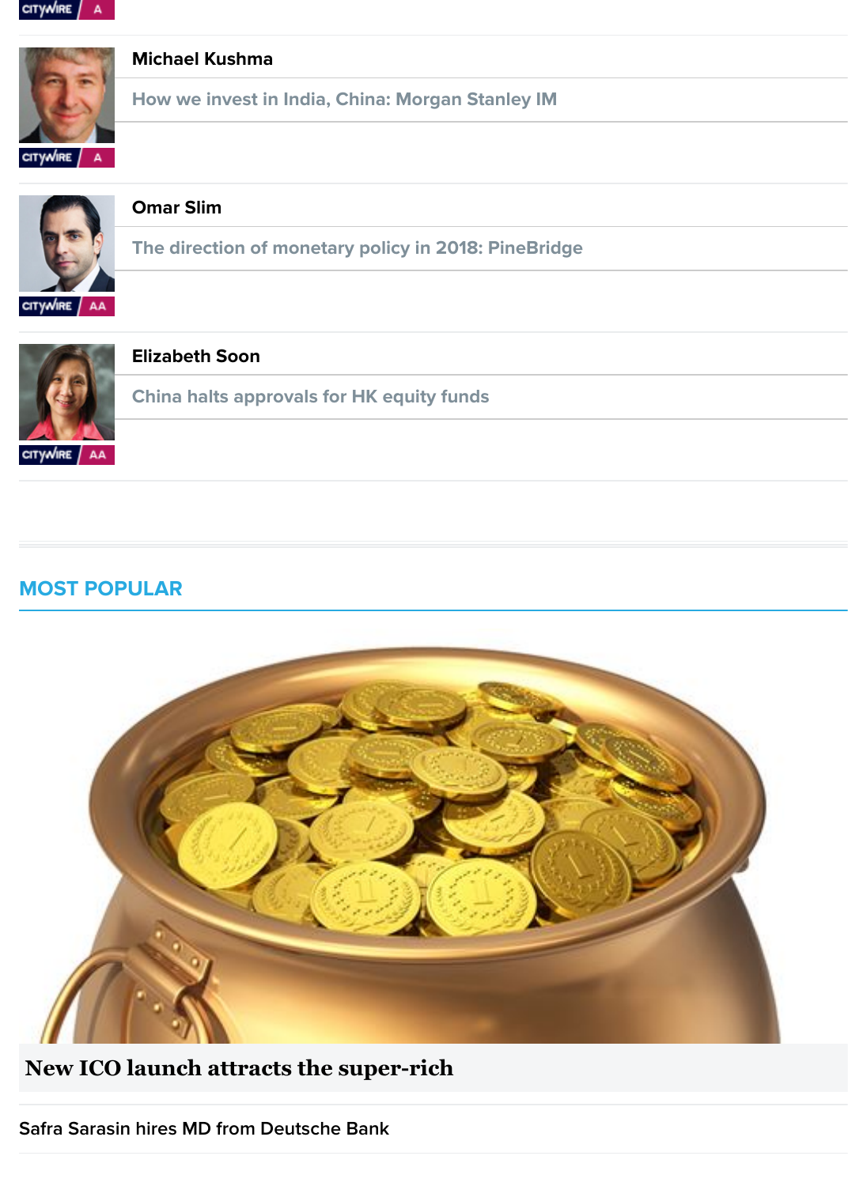CITYWIRE A

**Michael Kushma**

How we invest in India, China: Morgan Stanley IM

CITYWIRE A

**Omar Slim**

The direction of monetary policy in 2018: PineBridge

CITYWIRE AA

**Elizabeth Soon**

China halts approvals for HK equity funds

CITYWIRE AA

## MOST POPULAR

**New ICO launch attracts the super-rich**

Safra Sarasin hires MD from Deutsche Bank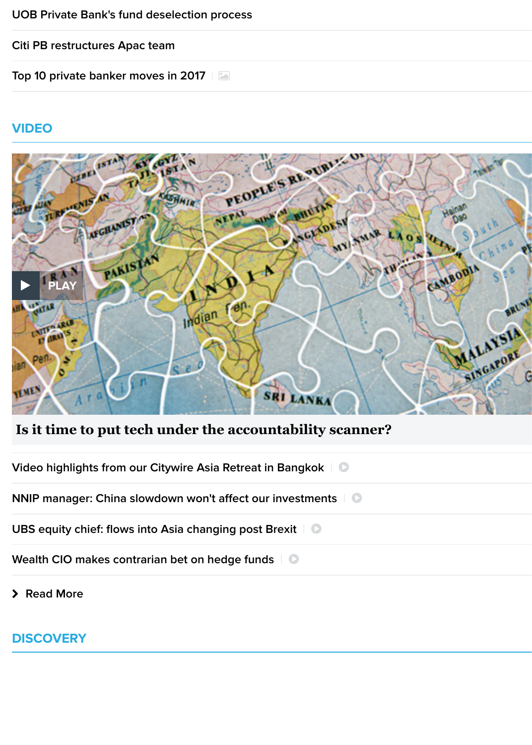UOB Private Bank's fund deselection process

Citi PB restructures Apac team

Top 10 private banker moves in 2017

## VIDEO

PLAY

**Is it time to put tech under the accountability scanner?**

Video highlights from our Citywire Asia Retreat in Bangkok

NNIP manager: China slowdown won't affect our investments

UBS equity chief: flows into Asia changing post Brexit

Wealth CIO makes contrarian bet on hedge funds

Read More

## DISCOVERY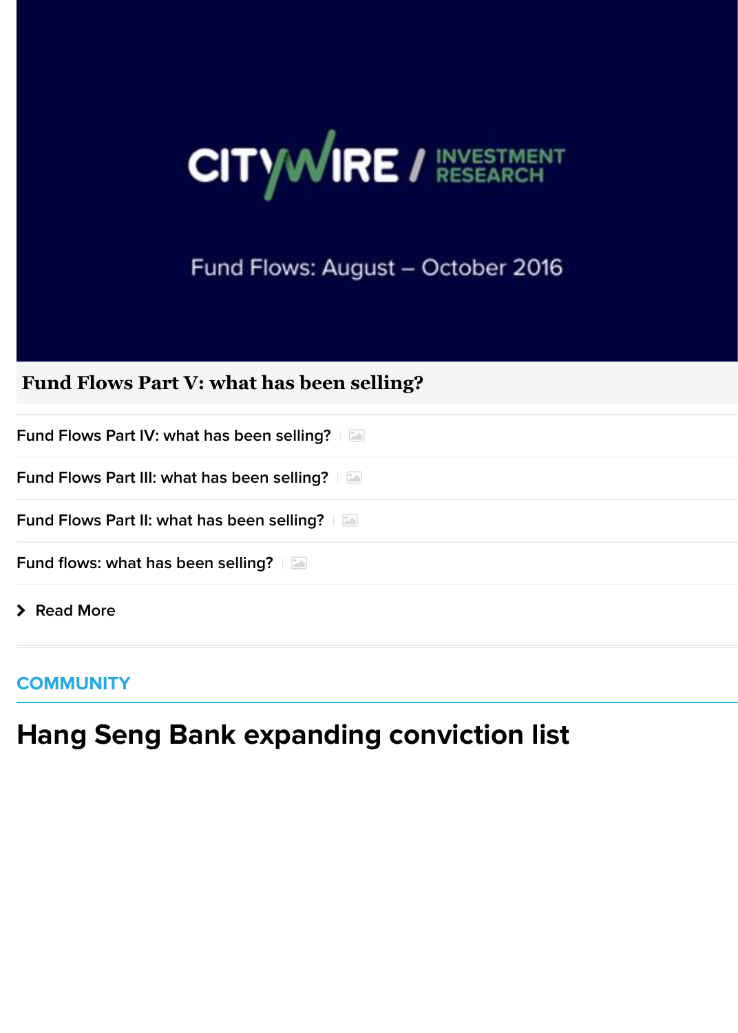CITYWIRE / INVESTMENT RESEARCH

Fund Flows: August – October 2016

**Fund Flows Part V: what has been selling?**

Fund Flows Part IV: what has been selling?

Fund Flows Part III: what has been selling?

Fund Flows Part II: what has been selling?

Fund flows: what has been selling?

> Read More

COMMUNITY

# Hang Seng Bank expanding conviction list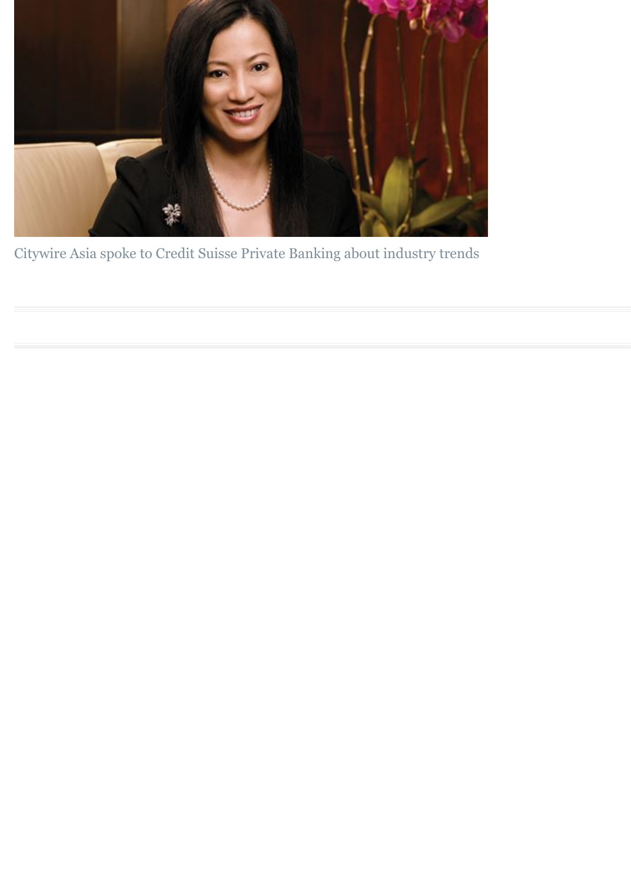Citywire Asia spoke to Credit Suisse Private Banking about industry trends